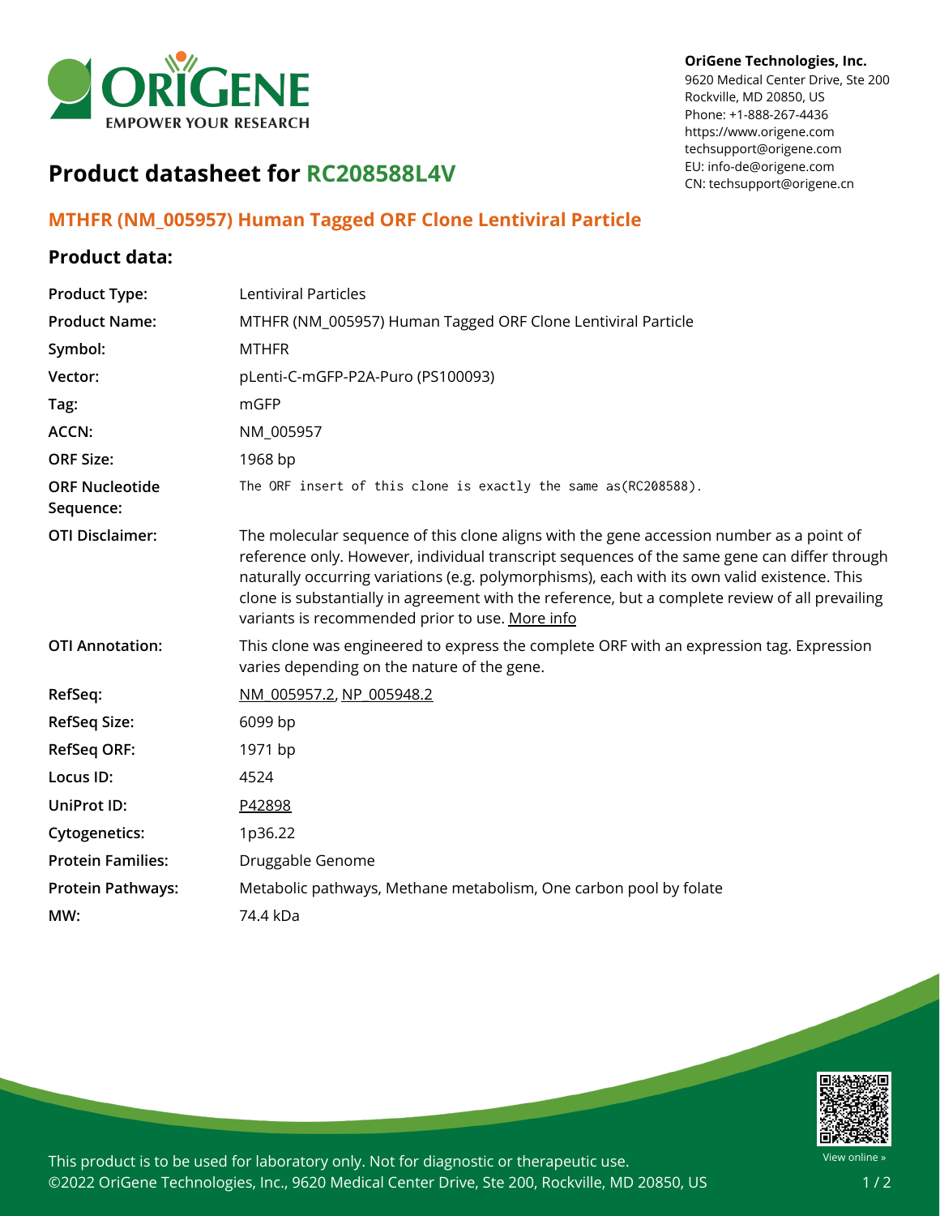OriGene Technologies, Inc.
9620 Medical Center Drive, Ste 200
Rockville, MD 20850, US
Phone: +1-888-267-4436
https://www.origene.com
techsupport@origene.com
EU: info-de@origene.com
CN: techsupport@origene.cn

# Product datasheet for RC208588L4V

## MTHFR (NM_005957) Human Tagged ORF Clone Lentiviral Particle

### Product data:

| | |
|---|---|
| **Product Type:** | Lentiviral Particles |
| **Product Name:** | MTHFR (NM_005957) Human Tagged ORF Clone Lentiviral Particle |
| **Symbol:** | MTHFR |
| **Vector:** | pLenti-C-mGFP-P2A-Puro (PS100093) |
| **Tag:** | mGFP |
| **ACCN:** | NM_005957 |
| **ORF Size:** | 1968 bp |
| **ORF Nucleotide Sequence:** | The ORF insert of this clone is exactly the same as(RC208588). |
| **OTI Disclaimer:** | The molecular sequence of this clone aligns with the gene accession number as a point of reference only. However, individual transcript sequences of the same gene can differ through naturally occurring variations (e.g. polymorphisms), each with its own valid existence. This clone is substantially in agreement with the reference, but a complete review of all prevailing variants is recommended prior to use. More info |
| **OTI Annotation:** | This clone was engineered to express the complete ORF with an expression tag. Expression varies depending on the nature of the gene. |
| **RefSeq:** | NM_005957.2, NP_005948.2 |
| **RefSeq Size:** | 6099 bp |
| **RefSeq ORF:** | 1971 bp |
| **Locus ID:** | 4524 |
| **UniProt ID:** | P42898 |
| **Cytogenetics:** | 1p36.22 |
| **Protein Families:** | Druggable Genome |
| **Protein Pathways:** | Metabolic pathways, Methane metabolism, One carbon pool by folate |
| **MW:** | 74.4 kDa |

This product is to be used for laboratory only. Not for diagnostic or therapeutic use.
©2022 OriGene Technologies, Inc., 9620 Medical Center Drive, Ste 200, Rockville, MD 20850, US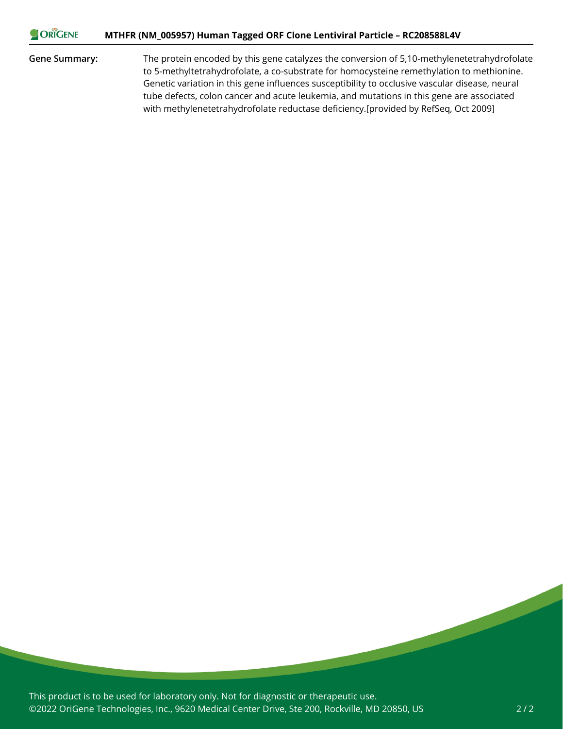**Gene Summary:** The protein encoded by this gene catalyzes the conversion of 5,10-methylenetetrahydrofolate to 5-methyltetrahydrofolate, a co-substrate for homocysteine remethylation to methionine. Genetic variation in this gene influences susceptibility to occlusive vascular disease, neural tube defects, colon cancer and acute leukemia, and mutations in this gene are associated with methylenetetrahydrofolate reductase deficiency.[provided by RefSeq, Oct 2009]